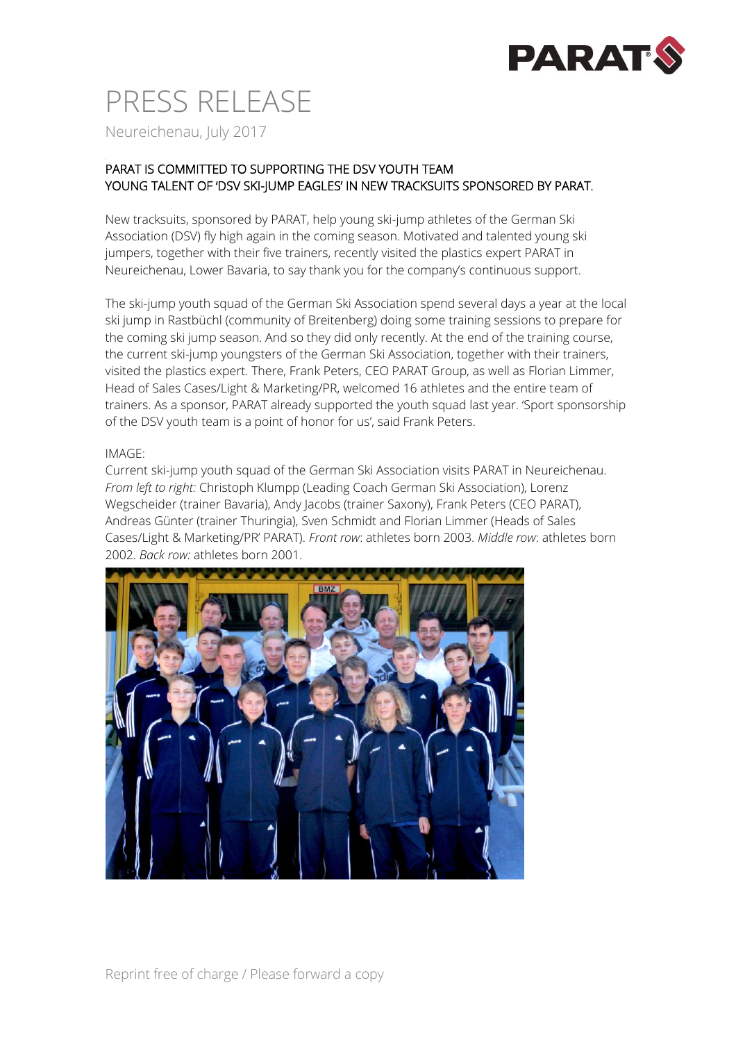# PRESS RELEASE

Neureichenau, July 2017

PARAT IS COMMITTED TO SUPPORTING THE DSV YOUTH TEAM
YOUNG TALENT OF 'DSV SKI-JUMP EAGLES' IN NEW TRACKSUITS SPONSORED BY PARAT.

New tracksuits, sponsored by PARAT, help young ski-jump athletes of the German Ski Association (DSV) fly high again in the coming season. Motivated and talented young ski jumpers, together with their five trainers, recently visited the plastics expert PARAT in Neureichenau, Lower Bavaria, to say thank you for the company's continuous support.

The ski-jump youth squad of the German Ski Association spend several days a year at the local ski jump in Rastbüchl (community of Breitenberg) doing some training sessions to prepare for the coming ski jump season. And so they did only recently. At the end of the training course, the current ski-jump youngsters of the German Ski Association, together with their trainers, visited the plastics expert. There, Frank Peters, CEO PARAT Group, as well as Florian Limmer, Head of Sales Cases/Light & Marketing/PR, welcomed 16 athletes and the entire team of trainers. As a sponsor, PARAT already supported the youth squad last year. 'Sport sponsorship of the DSV youth team is a point of honor for us', said Frank Peters.

IMAGE:
Current ski-jump youth squad of the German Ski Association visits PARAT in Neureichenau. *From left to right:* Christoph Klumpp (Leading Coach German Ski Association), Lorenz Wegscheider (trainer Bavaria), Andy Jacobs (trainer Saxony), Frank Peters (CEO PARAT), Andreas Günter (trainer Thuringia), Sven Schmidt and Florian Limmer (Heads of Sales Cases/Light & Marketing/PR' PARAT). *Front row*: athletes born 2003. *Middle row*: athletes born 2002. *Back row:* athletes born 2001.

Reprint free of charge / Please forward a copy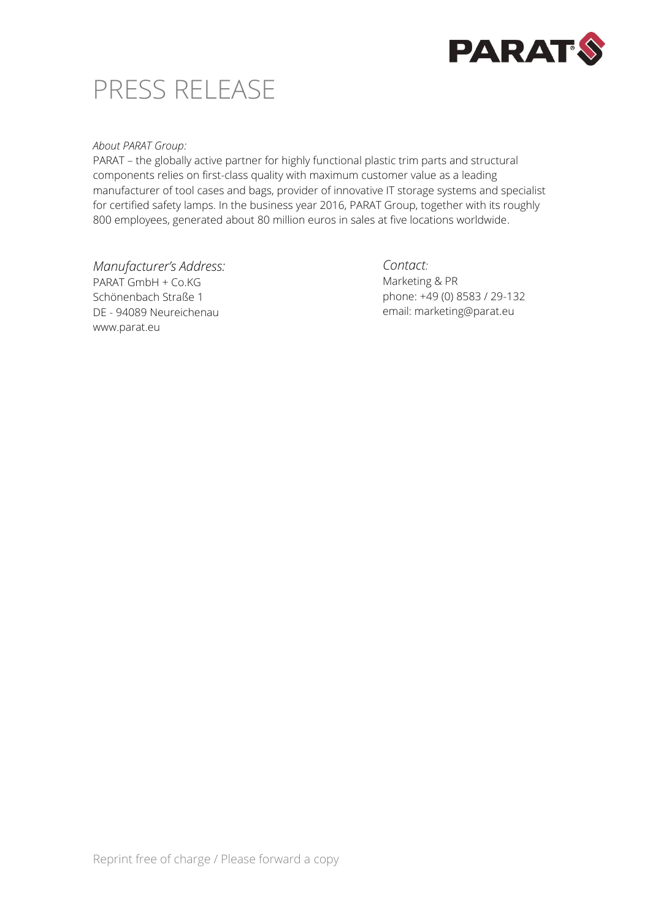# PRESS RELEASE

*About PARAT Group:*

PARAT – the globally active partner for highly functional plastic trim parts and structural components relies on first-class quality with maximum customer value as a leading manufacturer of tool cases and bags, provider of innovative IT storage systems and specialist for certified safety lamps. In the business year 2016, PARAT Group, together with its roughly 800 employees, generated about 80 million euros in sales at five locations worldwide.

*Manufacturer's Address:*

PARAT GmbH + Co.KG
Schönenbach Straße 1
DE - 94089 Neureichenau
www.parat.eu

*Contact:*

Marketing & PR
phone: +49 (0) 8583 / 29-132
email: marketing@parat.eu

Reprint free of charge / Please forward a copy